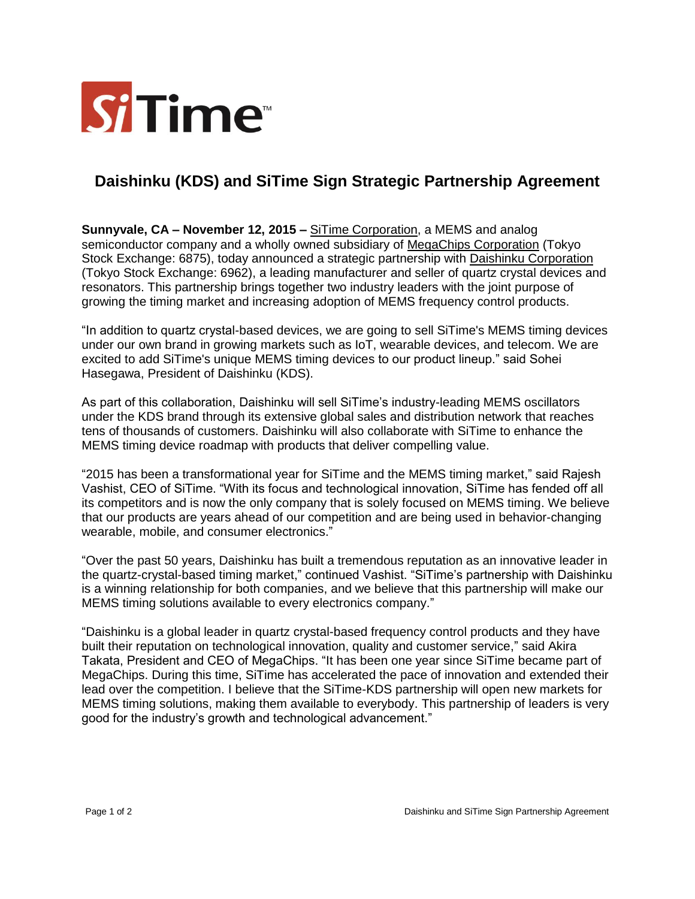SiTime™

# Daishinku (KDS) and SiTime Sign Strategic Partnership Agreement

**Sunnyvale, CA – November 12, 2015 –** SiTime Corporation, a MEMS and analog semiconductor company and a wholly owned subsidiary of MegaChips Corporation (Tokyo Stock Exchange: 6875), today announced a strategic partnership with Daishinku Corporation (Tokyo Stock Exchange: 6962), a leading manufacturer and seller of quartz crystal devices and resonators. This partnership brings together two industry leaders with the joint purpose of growing the timing market and increasing adoption of MEMS frequency control products.

"In addition to quartz crystal-based devices, we are going to sell SiTime's MEMS timing devices under our own brand in growing markets such as IoT, wearable devices, and telecom. We are excited to add SiTime's unique MEMS timing devices to our product lineup." said Sohei Hasegawa, President of Daishinku (KDS).

As part of this collaboration, Daishinku will sell SiTime's industry-leading MEMS oscillators under the KDS brand through its extensive global sales and distribution network that reaches tens of thousands of customers. Daishinku will also collaborate with SiTime to enhance the MEMS timing device roadmap with products that deliver compelling value.

"2015 has been a transformational year for SiTime and the MEMS timing market," said Rajesh Vashist, CEO of SiTime. "With its focus and technological innovation, SiTime has fended off all its competitors and is now the only company that is solely focused on MEMS timing. We believe that our products are years ahead of our competition and are being used in behavior-changing wearable, mobile, and consumer electronics."

"Over the past 50 years, Daishinku has built a tremendous reputation as an innovative leader in the quartz-crystal-based timing market," continued Vashist. "SiTime's partnership with Daishinku is a winning relationship for both companies, and we believe that this partnership will make our MEMS timing solutions available to every electronics company."

"Daishinku is a global leader in quartz crystal-based frequency control products and they have built their reputation on technological innovation, quality and customer service," said Akira Takata, President and CEO of MegaChips. "It has been one year since SiTime became part of MegaChips. During this time, SiTime has accelerated the pace of innovation and extended their lead over the competition. I believe that the SiTime-KDS partnership will open new markets for MEMS timing solutions, making them available to everybody. This partnership of leaders is very good for the industry's growth and technological advancement."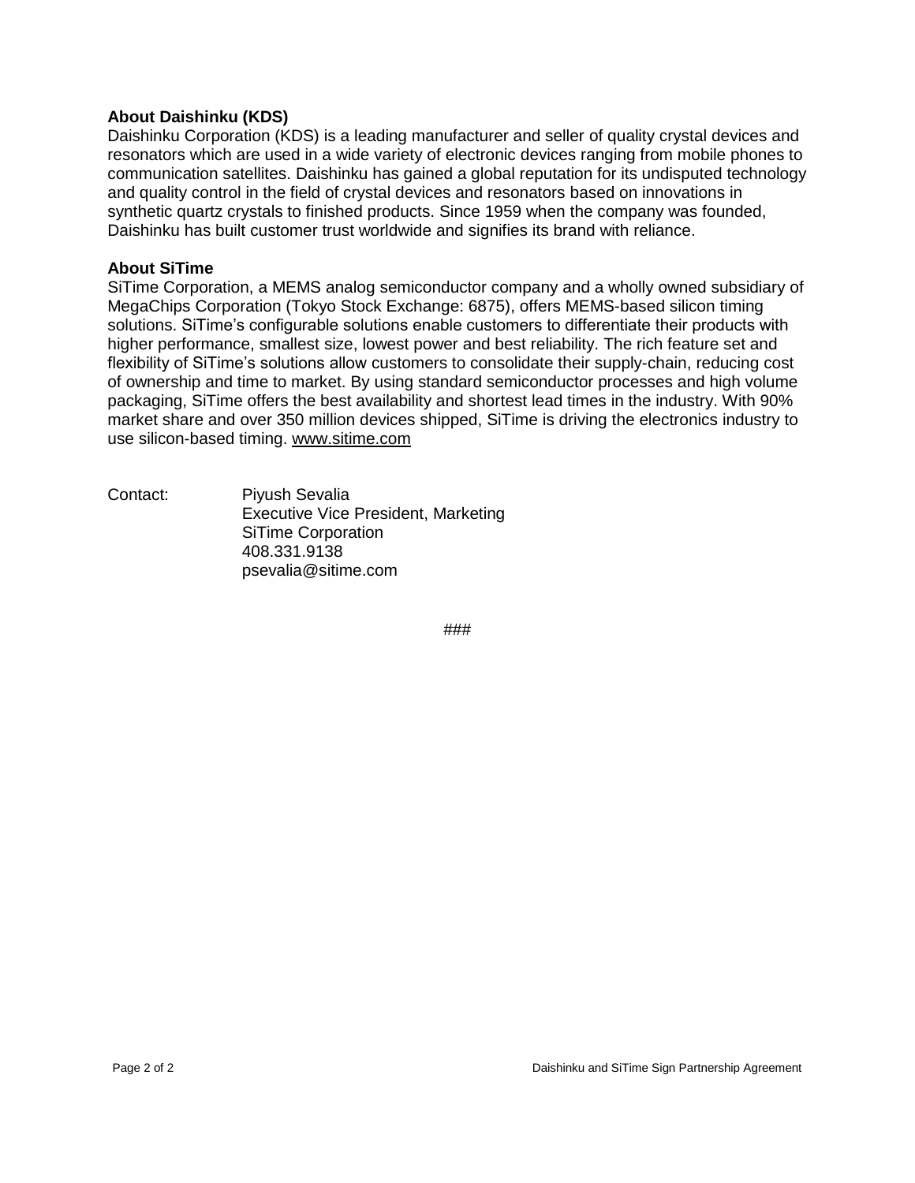**About Daishinku (KDS)**

Daishinku Corporation (KDS) is a leading manufacturer and seller of quality crystal devices and resonators which are used in a wide variety of electronic devices ranging from mobile phones to communication satellites. Daishinku has gained a global reputation for its undisputed technology and quality control in the field of crystal devices and resonators based on innovations in synthetic quartz crystals to finished products. Since 1959 when the company was founded, Daishinku has built customer trust worldwide and signifies its brand with reliance.

**About SiTime**

SiTime Corporation, a MEMS analog semiconductor company and a wholly owned subsidiary of MegaChips Corporation (Tokyo Stock Exchange: 6875), offers MEMS-based silicon timing solutions. SiTime's configurable solutions enable customers to differentiate their products with higher performance, smallest size, lowest power and best reliability. The rich feature set and flexibility of SiTime's solutions allow customers to consolidate their supply-chain, reducing cost of ownership and time to market. By using standard semiconductor processes and high volume packaging, SiTime offers the best availability and shortest lead times in the industry. With 90% market share and over 350 million devices shipped, SiTime is driving the electronics industry to use silicon-based timing. www.sitime.com

Contact: Piyush Sevalia
Executive Vice President, Marketing
SiTime Corporation
408.331.9138
psevalia@sitime.com

###